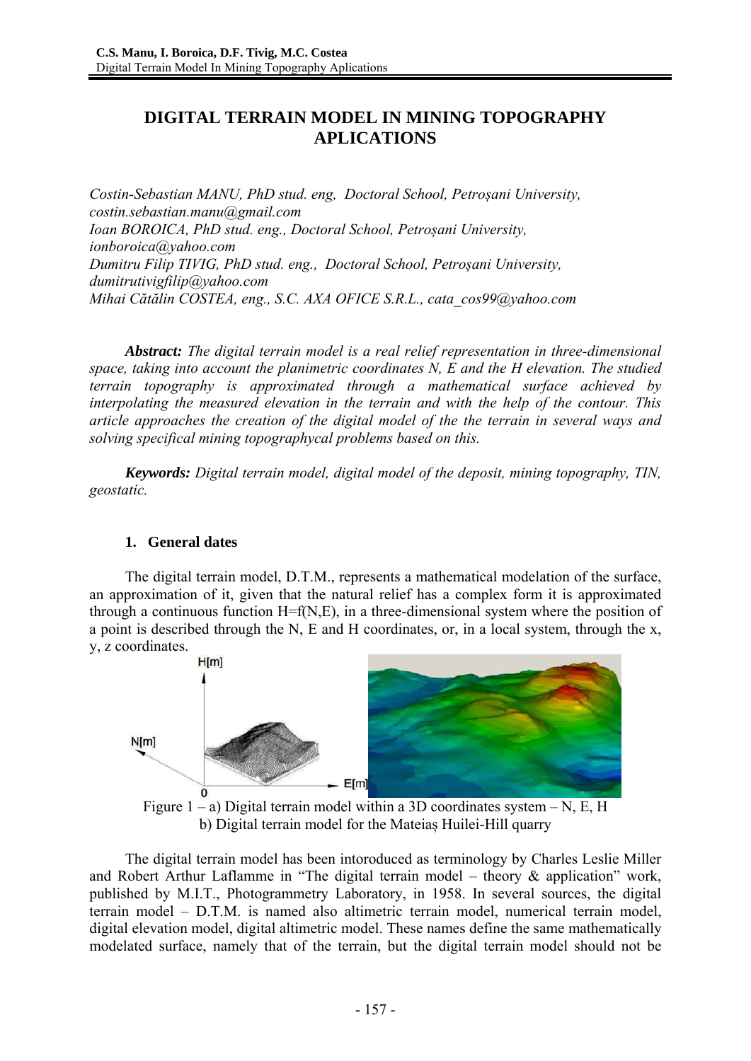# DIGITAL TERRAIN MODEL IN MINING TOPOGRAPHY APLICATIONS

*Costin-Sebastian MANU, PhD stud. eng, Doctoral School, Petroșani University, costin.sebastian.manu@gmail.com*
*Ioan BOROICA, PhD stud. eng., Doctoral School, Petroșani University, ionboroica@yahoo.com*
*Dumitru Filip TIVIG, PhD stud. eng., Doctoral School, Petroșani University, dumitrutivigfilip@yahoo.com*
*Mihai Cătălin COSTEA, eng., S.C. AXA OFICE S.R.L., cata_cos99@yahoo.com*

***Abstract:*** *The digital terrain model is a real relief representation in three-dimensional space, taking into account the planimetric coordinates N, E and the H elevation. The studied terrain topography is approximated through a mathematical surface achieved by interpolating the measured elevation in the terrain and with the help of the contour. This article approaches the creation of the digital model of the the terrain in several ways and solving specifical mining topographycal problems based on this.*

***Keywords:*** *Digital terrain model, digital model of the deposit, mining topography, TIN, geostatic.*

## 1. General dates

The digital terrain model, D.T.M., represents a mathematical modelation of the surface, an approximation of it, given that the natural relief has a complex form it is approximated through a continuous function H=f(N,E), in a three-dimensional system where the position of a point is described through the N, E and H coordinates, or, in a local system, through the x, y, z coordinates.

Figure 1 – a) Digital terrain model within a 3D coordinates system – N, E, H
b) Digital terrain model for the Mateiaș Huilei-Hill quarry

The digital terrain model has been intoroduced as terminology by Charles Leslie Miller and Robert Arthur Laflamme in "The digital terrain model – theory & application" work, published by M.I.T., Photogrammetry Laboratory, in 1958. In several sources, the digital terrain model – D.T.M. is named also altimetric terrain model, numerical terrain model, digital elevation model, digital altimetric model. These names define the same mathematically modelated surface, namely that of the terrain, but the digital terrain model should not be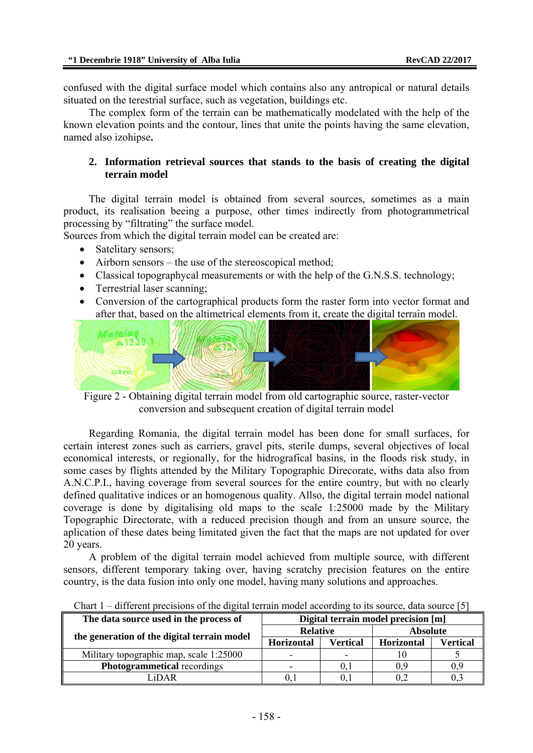confused with the digital surface model which contains also any antropical or natural details situated on the terestrial surface, such as vegetation, buildings etc.

The complex form of the terrain can be mathematically modelated with the help of the known elevation points and the contour, lines that unite the points having the same elevation, named also izohipse**.**

## 2. Information retrieval sources that stands to the basis of creating the digital terrain model

The digital terrain model is obtained from several sources, sometimes as a main product, its realisation beeing a purpose, other times indirectly from photogrammetrical processing by "filtrating" the surface model.

Sources from which the digital terrain model can be created are:

- Satelitary sensors;
- Airborn sensors – the use of the stereoscopical method;
- Classical topographycal measurements or with the help of the G.N.S.S. technology;
- Terrestrial laser scanning;
- Conversion of the cartographical products form the raster form into vector format and after that, based on the altimetrical elements from it, create the digital terrain model.

Figure 2 - Obtaining digital terrain model from old cartographic source, raster-vector conversion and subsequent creation of digital terrain model

Regarding Romania, the digital terrain model has been done for small surfaces, for certain interest zones such as carriers, gravel pits, sterile dumps, several objectives of local economical interests, or regionally, for the hidrografical basins, in the floods risk study, in some cases by flights attended by the Military Topographic Direcorate, withs data also from A.N.C.P.I., having coverage from several sources for the entire country, but with no clearly defined qualitative indices or an homogenous quality. Allso, the digital terrain model national coverage is done by digitalising old maps to the scale 1:25000 made by the Military Topographic Directorate, with a reduced precision though and from an unsure source, the aplication of these dates being limitated given the fact that the maps are not updated for over 20 years.

A problem of the digital terrain model achieved from multiple source, with different sensors, different temporary taking over, having scratchy precision features on the entire country, is the data fusion into only one model, having many solutions and approaches.

Chart 1 – different precisions of the digital terrain model according to its source, data source [5]

| **The data source used in the process of the generation of the digital terrain model** | **Digital terrain model precision [m]** | | | |
|---|---|---|---|---|
| | **Relative** | | **Absolute** | |
| | **Horizontal** | **Vertical** | **Horizontal** | **Vertical** |
| Military topographic map, scale 1:25000 | - | - | 10 | 5 |
| **Photogrammetical** recordings | - | 0,1 | 0,9 | 0,9 |
| LiDAR | 0,1 | 0,1 | 0,2 | 0,3 |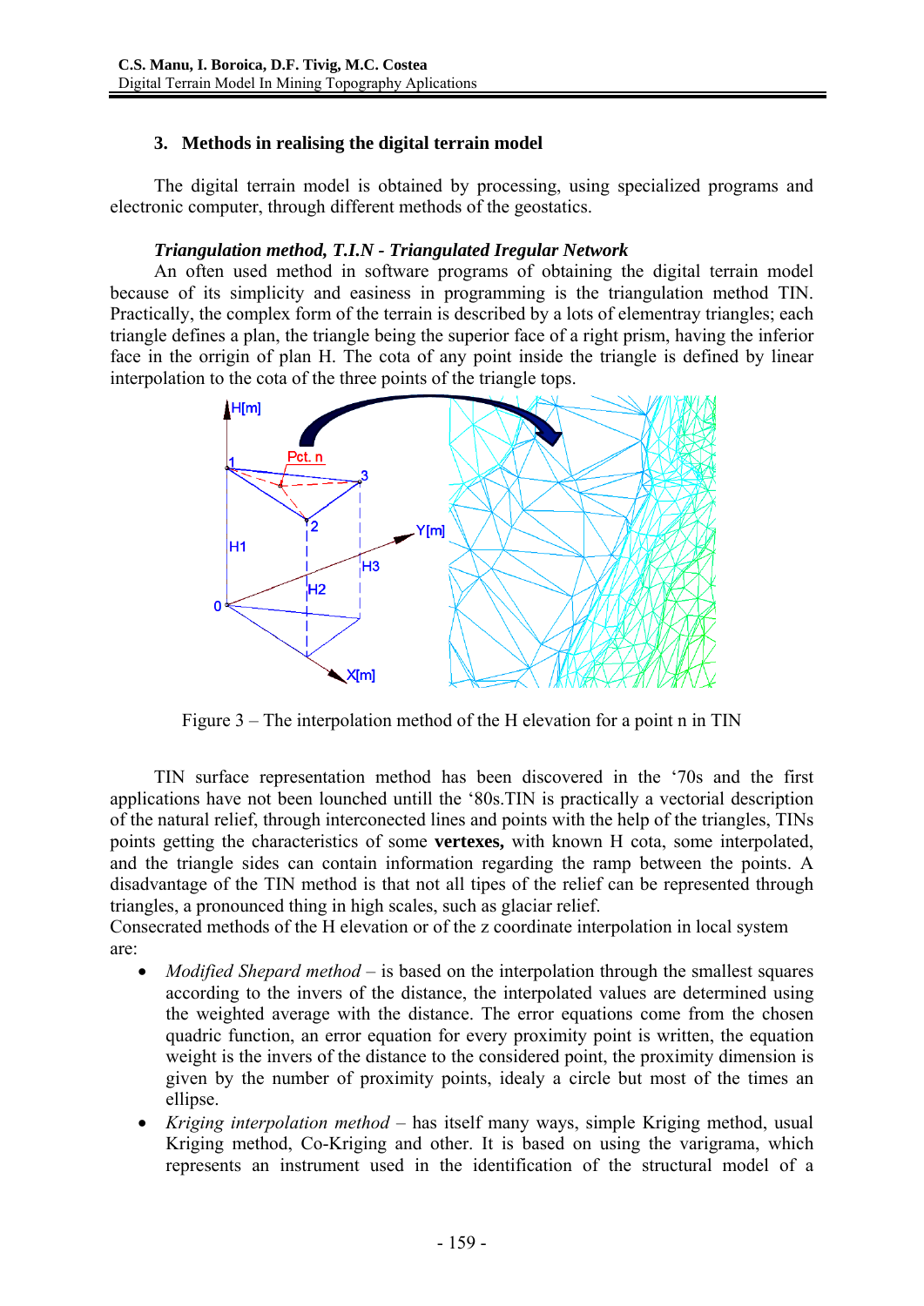## 3. Methods in realising the digital terrain model

The digital terrain model is obtained by processing, using specialized programs and electronic computer, through different methods of the geostatics.

***Triangulation method, T.I.N - Triangulated Iregular Network***

An often used method in software programs of obtaining the digital terrain model because of its simplicity and easiness in programming is the triangulation method TIN. Practically, the complex form of the terrain is described by a lots of elementray triangles; each triangle defines a plan, the triangle being the superior face of a right prism, having the inferior face in the orrigin of plan H. The cota of any point inside the triangle is defined by linear interpolation to the cota of the three points of the triangle tops.

Figure 3 – The interpolation method of the H elevation for a point n in TIN

TIN surface representation method has been discovered in the '70s and the first applications have not been lounched untill the '80s.TIN is practically a vectorial description of the natural relief, through interconected lines and points with the help of the triangles, TINs points getting the characteristics of some **vertexes,** with known H cota, some interpolated, and the triangle sides can contain information regarding the ramp between the points. A disadvantage of the TIN method is that not all tipes of the relief can be represented through triangles, a pronounced thing in high scales, such as glaciar relief.

Consecrated methods of the H elevation or of the z coordinate interpolation in local system are:

- *Modified Shepard method* – is based on the interpolation through the smallest squares according to the invers of the distance, the interpolated values are determined using the weighted average with the distance. The error equations come from the chosen quadric function, an error equation for every proximity point is written, the equation weight is the invers of the distance to the considered point, the proximity dimension is given by the number of proximity points, idealy a circle but most of the times an ellipse.
- *Kriging interpolation method* – has itself many ways, simple Kriging method, usual Kriging method, Co-Kriging and other. It is based on using the varigrama, which represents an instrument used in the identification of the structural model of a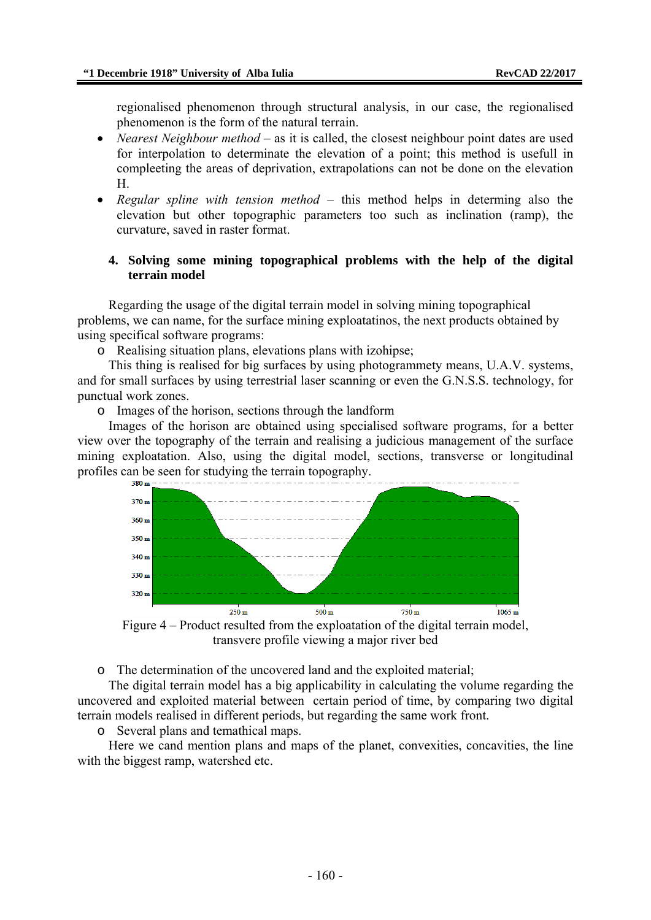regionalised phenomenon through structural analysis, in our case, the regionalised phenomenon is the form of the natural terrain.

- *Nearest Neighbour method* – as it is called, the closest neighbour point dates are used for interpolation to determinate the elevation of a point; this method is usefull in compleeting the areas of deprivation, extrapolations can not be done on the elevation H.
- *Regular spline with tension method* – this method helps in determing also the elevation but other topographic parameters too such as inclination (ramp), the curvature, saved in raster format.

## 4. Solving some mining topographical problems with the help of the digital terrain model

Regarding the usage of the digital terrain model in solving mining topographical problems, we can name, for the surface mining exploatatinos, the next products obtained by using specifical software programs:

- Realising situation plans, elevations plans with izohipse;

This thing is realised for big surfaces by using photogrammety means, U.A.V. systems, and for small surfaces by using terrestrial laser scanning or even the G.N.S.S. technology, for punctual work zones.

- Images of the horison, sections through the landform

Images of the horison are obtained using specialised software programs, for a better view over the topography of the terrain and realising a judicious management of the surface mining exploatation. Also, using the digital model, sections, transverse or longitudinal profiles can be seen for studying the terrain topography.

Figure 4 – Product resulted from the exploatation of the digital terrain model, transvere profile viewing a major river bed

- The determination of the uncovered land and the exploited material;

The digital terrain model has a big applicability in calculating the volume regarding the uncovered and exploited material between certain period of time, by comparing two digital terrain models realised in different periods, but regarding the same work front.

- Several plans and temathical maps.

Here we cand mention plans and maps of the planet, convexities, concavities, the line with the biggest ramp, watershed etc.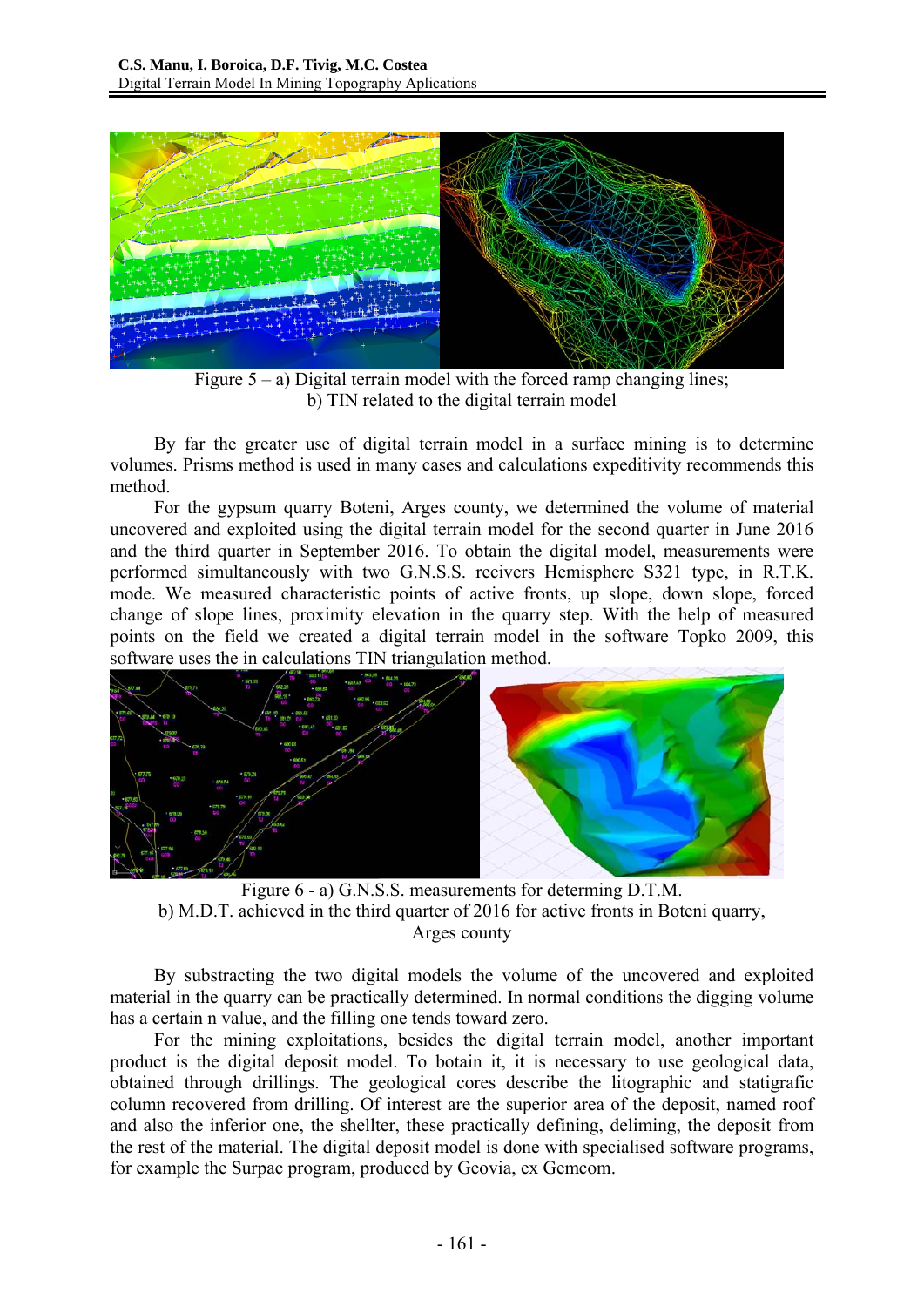Figure 5 – a) Digital terrain model with the forced ramp changing lines;
b) TIN related to the digital terrain model

By far the greater use of digital terrain model in a surface mining is to determine volumes. Prisms method is used in many cases and calculations expeditivity recommends this method.

For the gypsum quarry Boteni, Arges county, we determined the volume of material uncovered and exploited using the digital terrain model for the second quarter in June 2016 and the third quarter in September 2016. To obtain the digital model, measurements were performed simultaneously with two G.N.S.S. recivers Hemisphere S321 type, in R.T.K. mode. We measured characteristic points of active fronts, up slope, down slope, forced change of slope lines, proximity elevation in the quarry step. With the help of measured points on the field we created a digital terrain model in the software Topko 2009, this software uses the in calculations TIN triangulation method.

Figure 6 - a) G.N.S.S. measurements for determing D.T.M.
b) M.D.T. achieved in the third quarter of 2016 for active fronts in Boteni quarry, Arges county

By substracting the two digital models the volume of the uncovered and exploited material in the quarry can be practically determined. In normal conditions the digging volume has a certain n value, and the filling one tends toward zero.

For the mining exploitations, besides the digital terrain model, another important product is the digital deposit model. To botain it, it is necessary to use geological data, obtained through drillings. The geological cores describe the litographic and statigrafic column recovered from drilling. Of interest are the superior area of the deposit, named roof and also the inferior one, the shellter, these practically defining, deliming, the deposit from the rest of the material. The digital deposit model is done with specialised software programs, for example the Surpac program, produced by Geovia, ex Gemcom.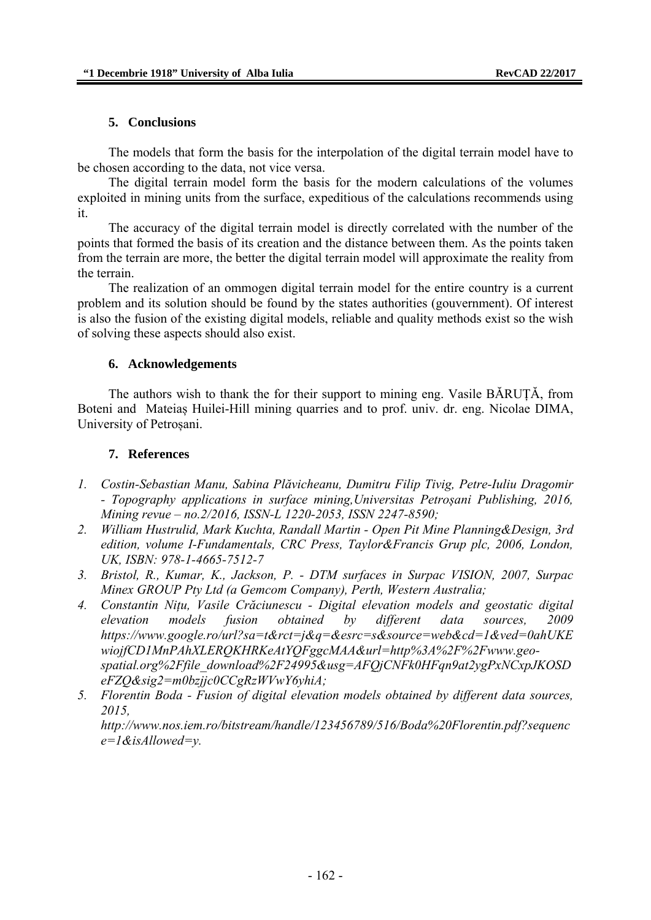## 5. Conclusions

The models that form the basis for the interpolation of the digital terrain model have to be chosen according to the data, not vice versa.

The digital terrain model form the basis for the modern calculations of the volumes exploited in mining units from the surface, expeditious of the calculations recommends using it.

The accuracy of the digital terrain model is directly correlated with the number of the points that formed the basis of its creation and the distance between them. As the points taken from the terrain are more, the better the digital terrain model will approximate the reality from the terrain.

The realization of an ommogen digital terrain model for the entire country is a current problem and its solution should be found by the states authorities (gouvernment). Of interest is also the fusion of the existing digital models, reliable and quality methods exist so the wish of solving these aspects should also exist.

## 6. Acknowledgements

The authors wish to thank the for their support to mining eng. Vasile BĂRUȚĂ, from Boteni and Mateiaș Huilei-Hill mining quarries and to prof. univ. dr. eng. Nicolae DIMA, University of Petroșani.

## 7. References

1. *Costin-Sebastian Manu, Sabina Plăvicheanu, Dumitru Filip Tivig, Petre-Iuliu Dragomir - Topography applications in surface mining,Universitas Petroșani Publishing, 2016, Mining revue – no.2/2016, ISSN-L 1220-2053, ISSN 2247-8590;*
2. *William Hustrulid, Mark Kuchta, Randall Martin - Open Pit Mine Planning&Design, 3rd edition, volume I-Fundamentals, CRC Press, Taylor&Francis Grup plc, 2006, London, UK, ISBN: 978-1-4665-7512-7*
3. *Bristol, R., Kumar, K., Jackson, P. - DTM surfaces in Surpac VISION, 2007, Surpac Minex GROUP Pty Ltd (a Gemcom Company), Perth, Western Australia;*
4. *Constantin Nițu, Vasile Crăciunescu - Digital elevation models and geostatic digital elevation models fusion obtained by different data sources, 2009 https://www.google.ro/url?sa=t&rct=j&q=&esrc=s&source=web&cd=1&ved=0ahUKEwiojfCD1MnPAhXLERQKHRKeAtYQFggcMAA&url=http%3A%2F%2Fwww.geo-spatial.org%2Ffile_download%2F24995&usg=AFQjCNFk0HFqn9at2ygPxNCxpJKOSDeFZQ&sig2=m0bzjjc0CCgRzWVwY6yhiA;*
5. *Florentin Boda - Fusion of digital elevation models obtained by different data sources, 2015, http://www.nos.iem.ro/bitstream/handle/123456789/516/Boda%20Florentin.pdf?sequence=1&isAllowed=y.*